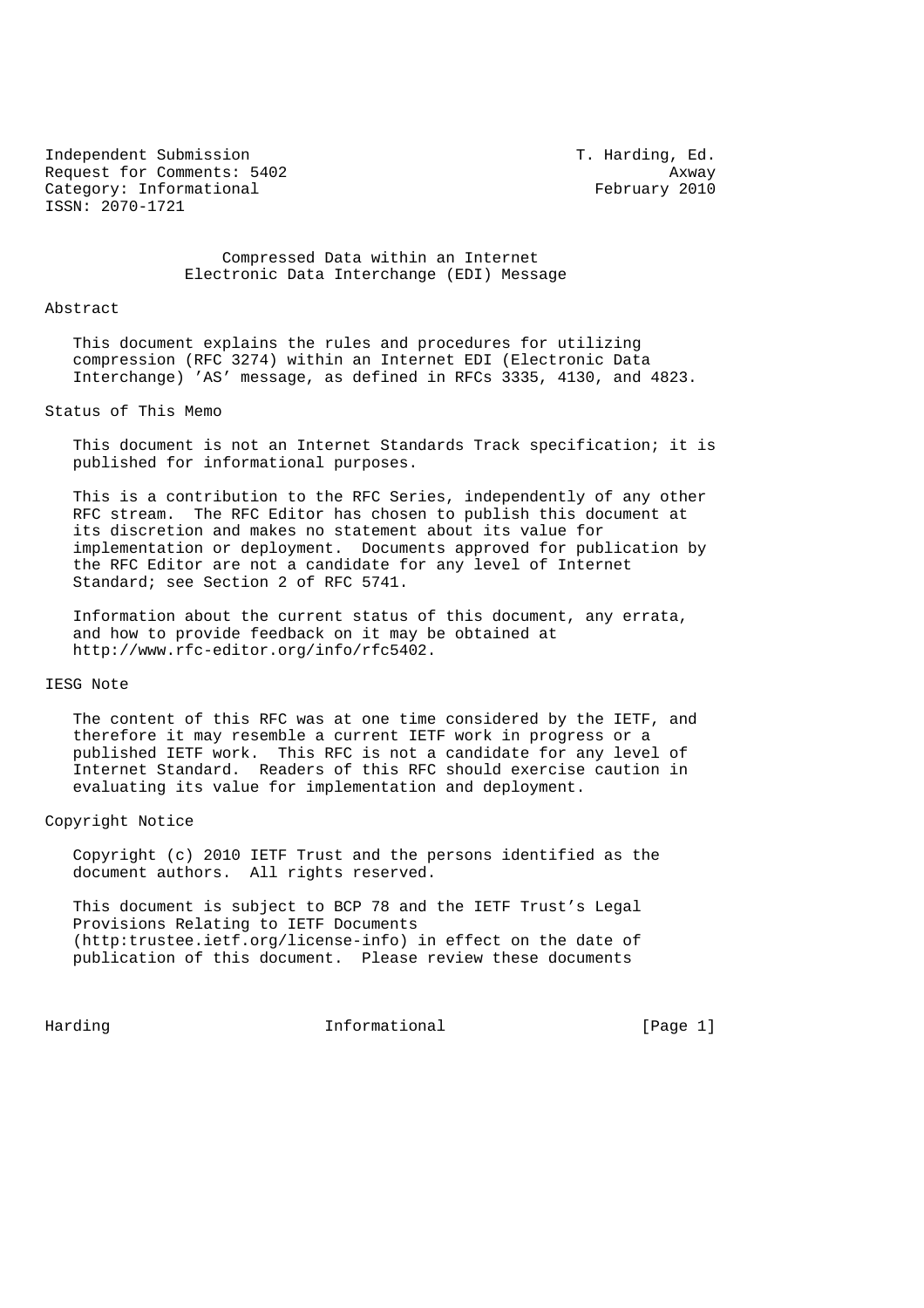Independent Submission T. Harding, Ed.
Request for Comments: 5402 Axway
Category: Informational February 2010
ISSN: 2070-1721

# Compressed Data within an Internet Electronic Data Interchange (EDI) Message

## Abstract

This document explains the rules and procedures for utilizing compression (RFC 3274) within an Internet EDI (Electronic Data Interchange) 'AS' message, as defined in RFCs 3335, 4130, and 4823.

## Status of This Memo

This document is not an Internet Standards Track specification; it is published for informational purposes.

This is a contribution to the RFC Series, independently of any other RFC stream. The RFC Editor has chosen to publish this document at its discretion and makes no statement about its value for implementation or deployment. Documents approved for publication by the RFC Editor are not a candidate for any level of Internet Standard; see Section 2 of RFC 5741.

Information about the current status of this document, any errata, and how to provide feedback on it may be obtained at http://www.rfc-editor.org/info/rfc5402.

## IESG Note

The content of this RFC was at one time considered by the IETF, and therefore it may resemble a current IETF work in progress or a published IETF work. This RFC is not a candidate for any level of Internet Standard. Readers of this RFC should exercise caution in evaluating its value for implementation and deployment.

## Copyright Notice

Copyright (c) 2010 IETF Trust and the persons identified as the document authors. All rights reserved.

This document is subject to BCP 78 and the IETF Trust's Legal Provisions Relating to IETF Documents (http:trustee.ietf.org/license-info) in effect on the date of publication of this document. Please review these documents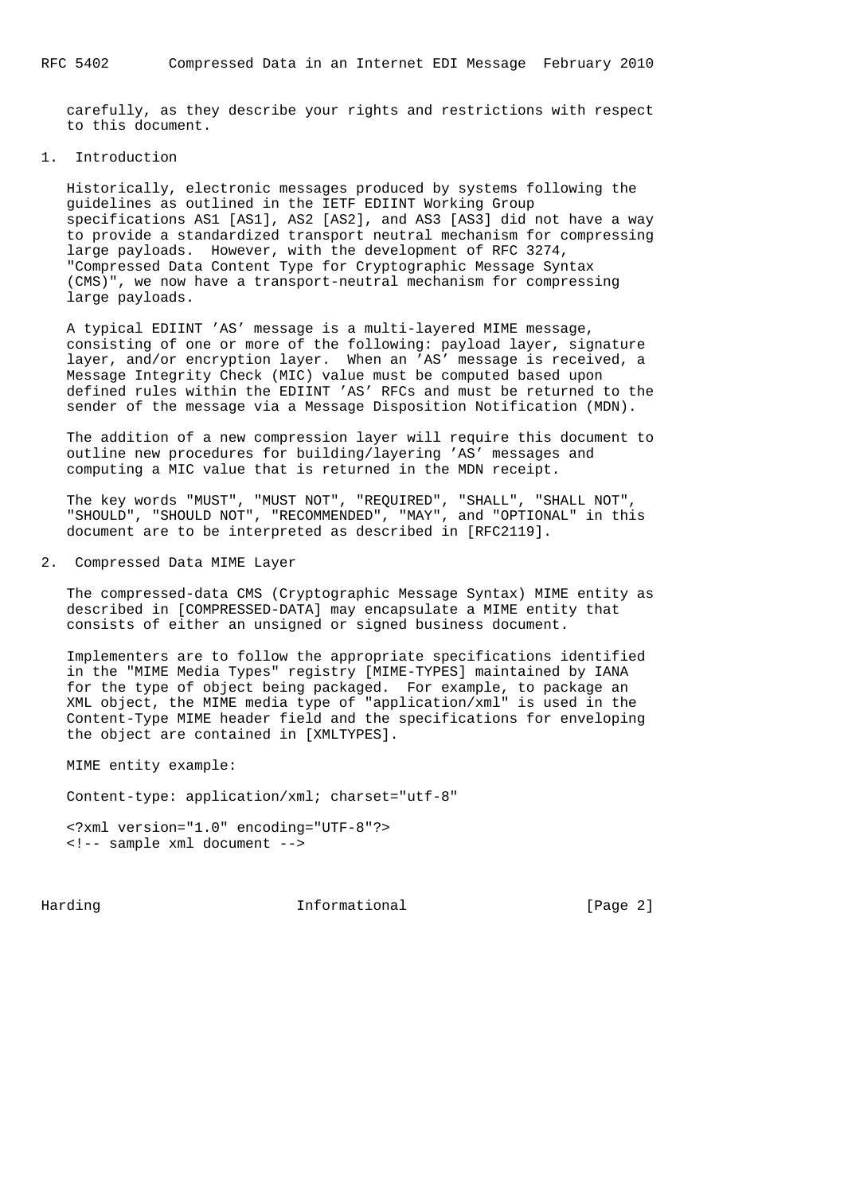carefully, as they describe your rights and restrictions with respect to this document.

# 1. Introduction

Historically, electronic messages produced by systems following the guidelines as outlined in the IETF EDIINT Working Group specifications AS1 [AS1], AS2 [AS2], and AS3 [AS3] did not have a way to provide a standardized transport neutral mechanism for compressing large payloads. However, with the development of RFC 3274, "Compressed Data Content Type for Cryptographic Message Syntax (CMS)", we now have a transport-neutral mechanism for compressing large payloads.

A typical EDIINT 'AS' message is a multi-layered MIME message, consisting of one or more of the following: payload layer, signature layer, and/or encryption layer. When an 'AS' message is received, a Message Integrity Check (MIC) value must be computed based upon defined rules within the EDIINT 'AS' RFCs and must be returned to the sender of the message via a Message Disposition Notification (MDN).

The addition of a new compression layer will require this document to outline new procedures for building/layering 'AS' messages and computing a MIC value that is returned in the MDN receipt.

The key words "MUST", "MUST NOT", "REQUIRED", "SHALL", "SHALL NOT", "SHOULD", "SHOULD NOT", "RECOMMENDED", "MAY", and "OPTIONAL" in this document are to be interpreted as described in [RFC2119].

# 2. Compressed Data MIME Layer

The compressed-data CMS (Cryptographic Message Syntax) MIME entity as described in [COMPRESSED-DATA] may encapsulate a MIME entity that consists of either an unsigned or signed business document.

Implementers are to follow the appropriate specifications identified in the "MIME Media Types" registry [MIME-TYPES] maintained by IANA for the type of object being packaged. For example, to package an XML object, the MIME media type of "application/xml" is used in the Content-Type MIME header field and the specifications for enveloping the object are contained in [XMLTYPES].

MIME entity example:

```
Content-type: application/xml; charset="utf-8"

<?xml version="1.0" encoding="UTF-8"?>
<!-- sample xml document -->
```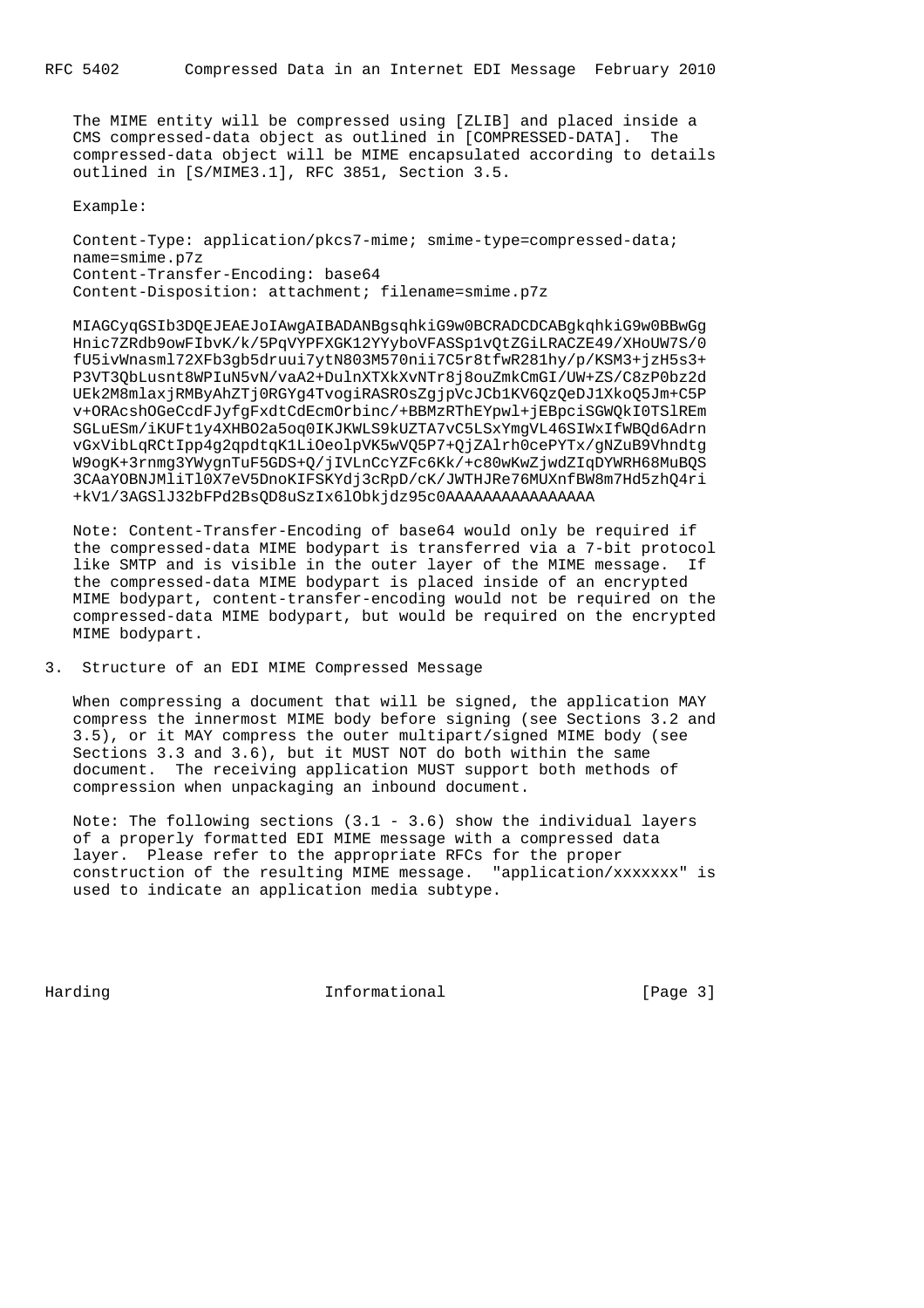The MIME entity will be compressed using [ZLIB] and placed inside a CMS compressed-data object as outlined in [COMPRESSED-DATA]. The compressed-data object will be MIME encapsulated according to details outlined in [S/MIME3.1], RFC 3851, Section 3.5.

Example:

```
Content-Type: application/pkcs7-mime; smime-type=compressed-data;
name=smime.p7z
Content-Transfer-Encoding: base64
Content-Disposition: attachment; filename=smime.p7z

MIAGCyqGSIb3DQEJEAEJoIAwgAIBADANBgsqhkiG9w0BCRADCDCABgkqhkiG9w0BBwGg
Hnic7ZRdb9owFIbvK/k/5PqVYPFXGK12YYyboVFASSp1vQtZGiLRACZE49/XHoUW7S/0
fU5ivWnasml72XFb3gb5druui7ytN803M570nii7C5r8tfwR281hy/p/KSM3+jzH5s3+
P3VT3QbLusnt8WPIuN5vN/vaA2+DulnXTXkXvNTr8j8ouZmkCmGI/UW+ZS/C8zP0bz2d
UEk2M8mlaxjRMByAhZTj0RGYg4TvogiRASROsZgjpVcJCb1KV6QzQeDJ1XkoQ5Jm+C5P
v+ORAcshOGeCcdFJyfgFxdtCdEcmOrbinc/+BBMzRThEYpwl+jEBpciSGWQkI0TSlREm
SGLuESm/iKUFt1y4XHBO2a5oq0IKJKWLS9kUZTA7vC5LSxYmgVL46SIWxIfWBQd6Adrn
vGxVibLqRCtIpp4g2qpdtqK1LiOeolpVK5wVQ5P7+QjZAlrh0cePYTx/gNZuB9Vhndtg
W9ogK+3rnmg3YWygnTuF5GDS+Q/jIVLnCcYZFc6Kk/+c80wKwZjwdZIqDYWRH68MuBQS
3CAaYOBNJMliTl0X7eV5DnoKIFSKYdj3cRpD/cK/JWTHJRe76MUXnfBW8m7Hd5zhQ4ri
+kV1/3AGSlJ32bFPd2BsQD8uSzIx6lObkjdz95c0AAAAAAAAAAAAAAAA
```

Note: Content-Transfer-Encoding of base64 would only be required if the compressed-data MIME bodypart is transferred via a 7-bit protocol like SMTP and is visible in the outer layer of the MIME message. If the compressed-data MIME bodypart is placed inside of an encrypted MIME bodypart, content-transfer-encoding would not be required on the compressed-data MIME bodypart, but would be required on the encrypted MIME bodypart.

## 3. Structure of an EDI MIME Compressed Message

When compressing a document that will be signed, the application MAY compress the innermost MIME body before signing (see Sections 3.2 and 3.5), or it MAY compress the outer multipart/signed MIME body (see Sections 3.3 and 3.6), but it MUST NOT do both within the same document. The receiving application MUST support both methods of compression when unpackaging an inbound document.

Note: The following sections (3.1 - 3.6) show the individual layers of a properly formatted EDI MIME message with a compressed data layer. Please refer to the appropriate RFCs for the proper construction of the resulting MIME message. "application/xxxxxxx" is used to indicate an application media subtype.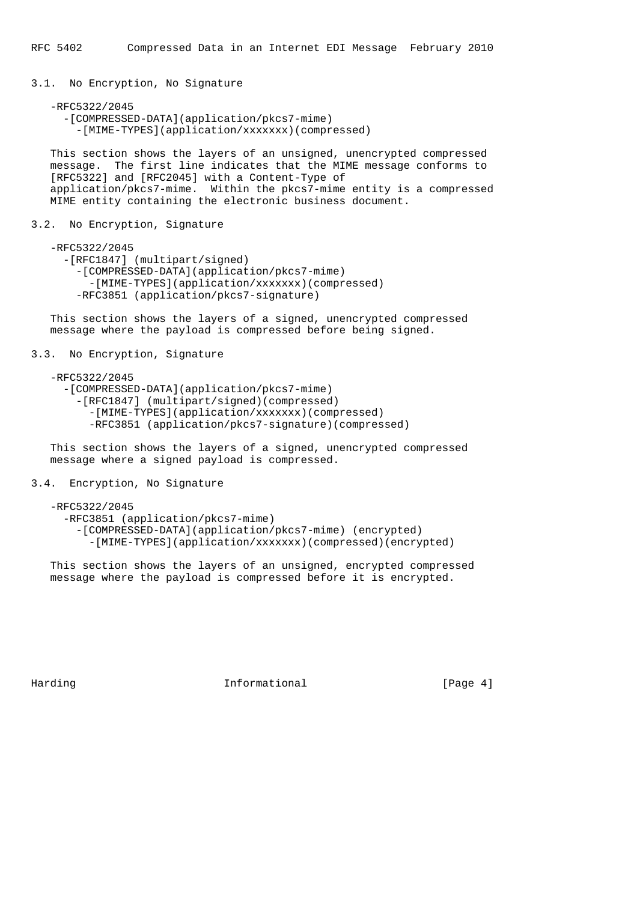### 3.1. No Encryption, No Signature

```
-RFC5322/2045
  -[COMPRESSED-DATA](application/pkcs7-mime)
    -[MIME-TYPES](application/xxxxxxx)(compressed)
```

This section shows the layers of an unsigned, unencrypted compressed message. The first line indicates that the MIME message conforms to [RFC5322] and [RFC2045] with a Content-Type of application/pkcs7-mime. Within the pkcs7-mime entity is a compressed MIME entity containing the electronic business document.

### 3.2. No Encryption, Signature

```
-RFC5322/2045
  -[RFC1847] (multipart/signed)
    -[COMPRESSED-DATA](application/pkcs7-mime)
      -[MIME-TYPES](application/xxxxxxx)(compressed)
    -RFC3851 (application/pkcs7-signature)
```

This section shows the layers of a signed, unencrypted compressed message where the payload is compressed before being signed.

### 3.3. No Encryption, Signature

```
-RFC5322/2045
  -[COMPRESSED-DATA](application/pkcs7-mime)
    -[RFC1847] (multipart/signed)(compressed)
      -[MIME-TYPES](application/xxxxxxx)(compressed)
      -RFC3851 (application/pkcs7-signature)(compressed)
```

This section shows the layers of a signed, unencrypted compressed message where a signed payload is compressed.

### 3.4. Encryption, No Signature

```
-RFC5322/2045
  -RFC3851 (application/pkcs7-mime)
    -[COMPRESSED-DATA](application/pkcs7-mime) (encrypted)
      -[MIME-TYPES](application/xxxxxxx)(compressed)(encrypted)
```

This section shows the layers of an unsigned, encrypted compressed message where the payload is compressed before it is encrypted.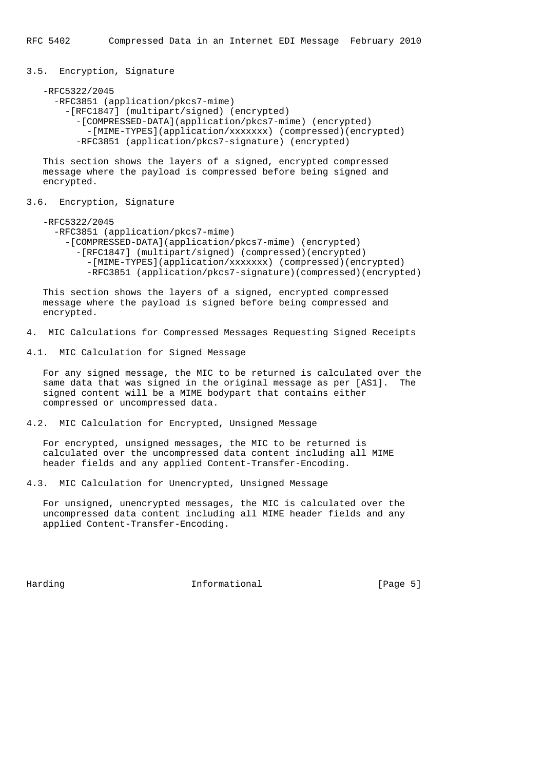## 3.5. Encryption, Signature

```
-RFC5322/2045
  -RFC3851 (application/pkcs7-mime)
    -[RFC1847] (multipart/signed) (encrypted)
      -[COMPRESSED-DATA](application/pkcs7-mime) (encrypted)
        -[MIME-TYPES](application/xxxxxxx) (compressed)(encrypted)
      -RFC3851 (application/pkcs7-signature) (encrypted)
```

This section shows the layers of a signed, encrypted compressed message where the payload is compressed before being signed and encrypted.

## 3.6. Encryption, Signature

```
-RFC5322/2045
  -RFC3851 (application/pkcs7-mime)
    -[COMPRESSED-DATA](application/pkcs7-mime) (encrypted)
      -[RFC1847] (multipart/signed) (compressed)(encrypted)
        -[MIME-TYPES](application/xxxxxxx) (compressed)(encrypted)
        -RFC3851 (application/pkcs7-signature)(compressed)(encrypted)
```

This section shows the layers of a signed, encrypted compressed message where the payload is signed before being compressed and encrypted.

# 4. MIC Calculations for Compressed Messages Requesting Signed Receipts

## 4.1. MIC Calculation for Signed Message

For any signed message, the MIC to be returned is calculated over the same data that was signed in the original message as per [AS1]. The signed content will be a MIME bodypart that contains either compressed or uncompressed data.

## 4.2. MIC Calculation for Encrypted, Unsigned Message

For encrypted, unsigned messages, the MIC to be returned is calculated over the uncompressed data content including all MIME header fields and any applied Content-Transfer-Encoding.

## 4.3. MIC Calculation for Unencrypted, Unsigned Message

For unsigned, unencrypted messages, the MIC is calculated over the uncompressed data content including all MIME header fields and any applied Content-Transfer-Encoding.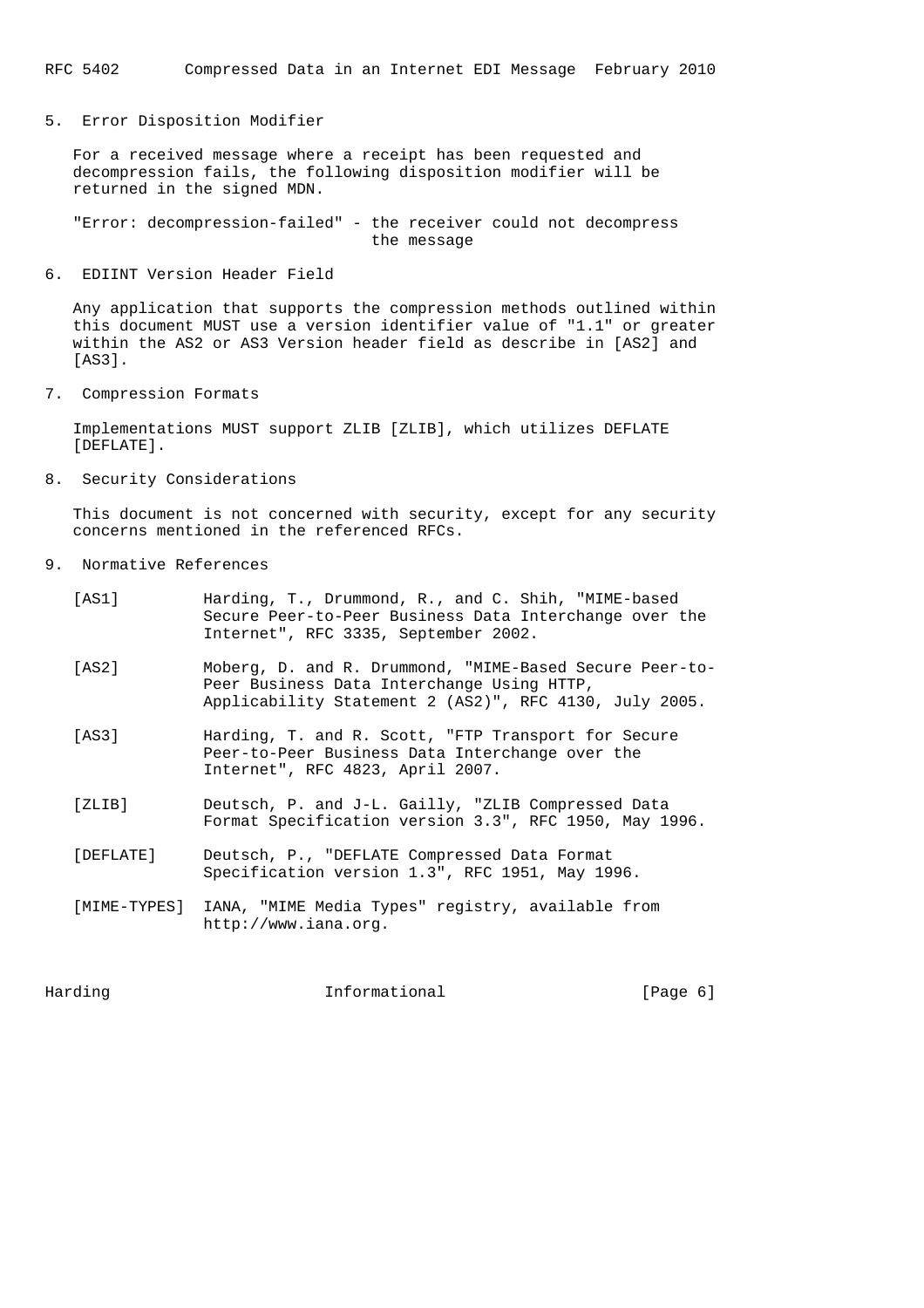## 5. Error Disposition Modifier

For a received message where a receipt has been requested and decompression fails, the following disposition modifier will be returned in the signed MDN.

"Error: decompression-failed" - the receiver could not decompress the message

## 6. EDIINT Version Header Field

Any application that supports the compression methods outlined within this document MUST use a version identifier value of "1.1" or greater within the AS2 or AS3 Version header field as describe in [AS2] and [AS3].

## 7. Compression Formats

Implementations MUST support ZLIB [ZLIB], which utilizes DEFLATE [DEFLATE].

## 8. Security Considerations

This document is not concerned with security, except for any security concerns mentioned in the referenced RFCs.

## 9. Normative References

[AS1] Harding, T., Drummond, R., and C. Shih, "MIME-based Secure Peer-to-Peer Business Data Interchange over the Internet", RFC 3335, September 2002.

[AS2] Moberg, D. and R. Drummond, "MIME-Based Secure Peer-to-Peer Business Data Interchange Using HTTP, Applicability Statement 2 (AS2)", RFC 4130, July 2005.

[AS3] Harding, T. and R. Scott, "FTP Transport for Secure Peer-to-Peer Business Data Interchange over the Internet", RFC 4823, April 2007.

[ZLIB] Deutsch, P. and J-L. Gailly, "ZLIB Compressed Data Format Specification version 3.3", RFC 1950, May 1996.

[DEFLATE] Deutsch, P., "DEFLATE Compressed Data Format Specification version 1.3", RFC 1951, May 1996.

[MIME-TYPES] IANA, "MIME Media Types" registry, available from http://www.iana.org.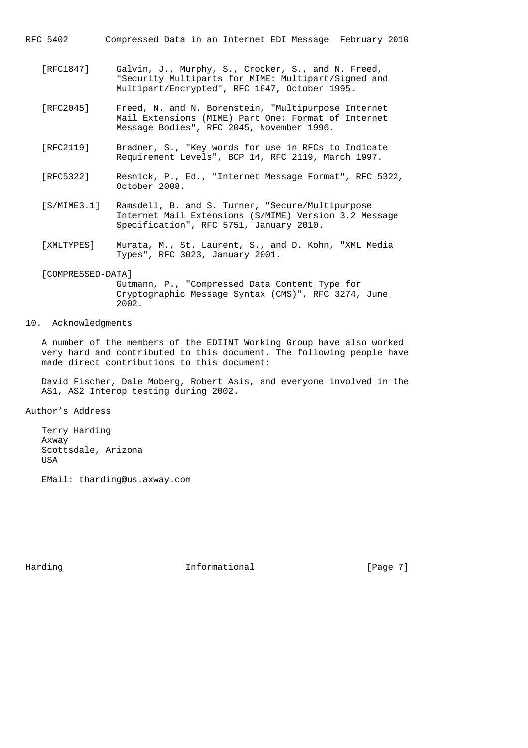[RFC1847] Galvin, J., Murphy, S., Crocker, S., and N. Freed, "Security Multiparts for MIME: Multipart/Signed and Multipart/Encrypted", RFC 1847, October 1995.

[RFC2045] Freed, N. and N. Borenstein, "Multipurpose Internet Mail Extensions (MIME) Part One: Format of Internet Message Bodies", RFC 2045, November 1996.

[RFC2119] Bradner, S., "Key words for use in RFCs to Indicate Requirement Levels", BCP 14, RFC 2119, March 1997.

[RFC5322] Resnick, P., Ed., "Internet Message Format", RFC 5322, October 2008.

[S/MIME3.1] Ramsdell, B. and S. Turner, "Secure/Multipurpose Internet Mail Extensions (S/MIME) Version 3.2 Message Specification", RFC 5751, January 2010.

[XMLTYPES] Murata, M., St. Laurent, S., and D. Kohn, "XML Media Types", RFC 3023, January 2001.

[COMPRESSED-DATA] Gutmann, P., "Compressed Data Content Type for Cryptographic Message Syntax (CMS)", RFC 3274, June 2002.

## 10. Acknowledgments

A number of the members of the EDIINT Working Group have also worked very hard and contributed to this document. The following people have made direct contributions to this document:

David Fischer, Dale Moberg, Robert Asis, and everyone involved in the AS1, AS2 Interop testing during 2002.

## Author's Address

Terry Harding
Axway
Scottsdale, Arizona
USA

EMail: tharding@us.axway.com